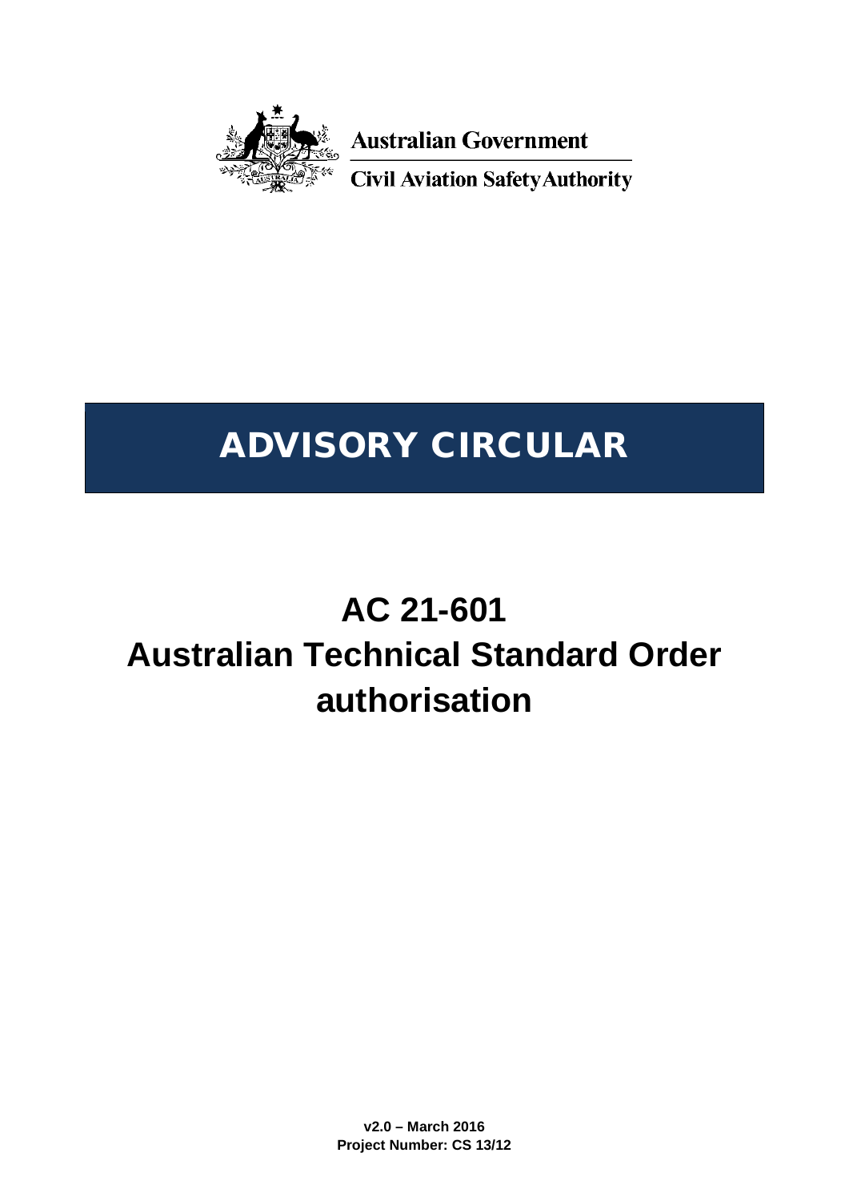Australian Government

Civil Aviation Safety Authority

# ADVISORY CIRCULAR

# AC 21-601
# Australian Technical Standard Order authorisation

**v2.0 – March 2016**
**Project Number: CS 13/12**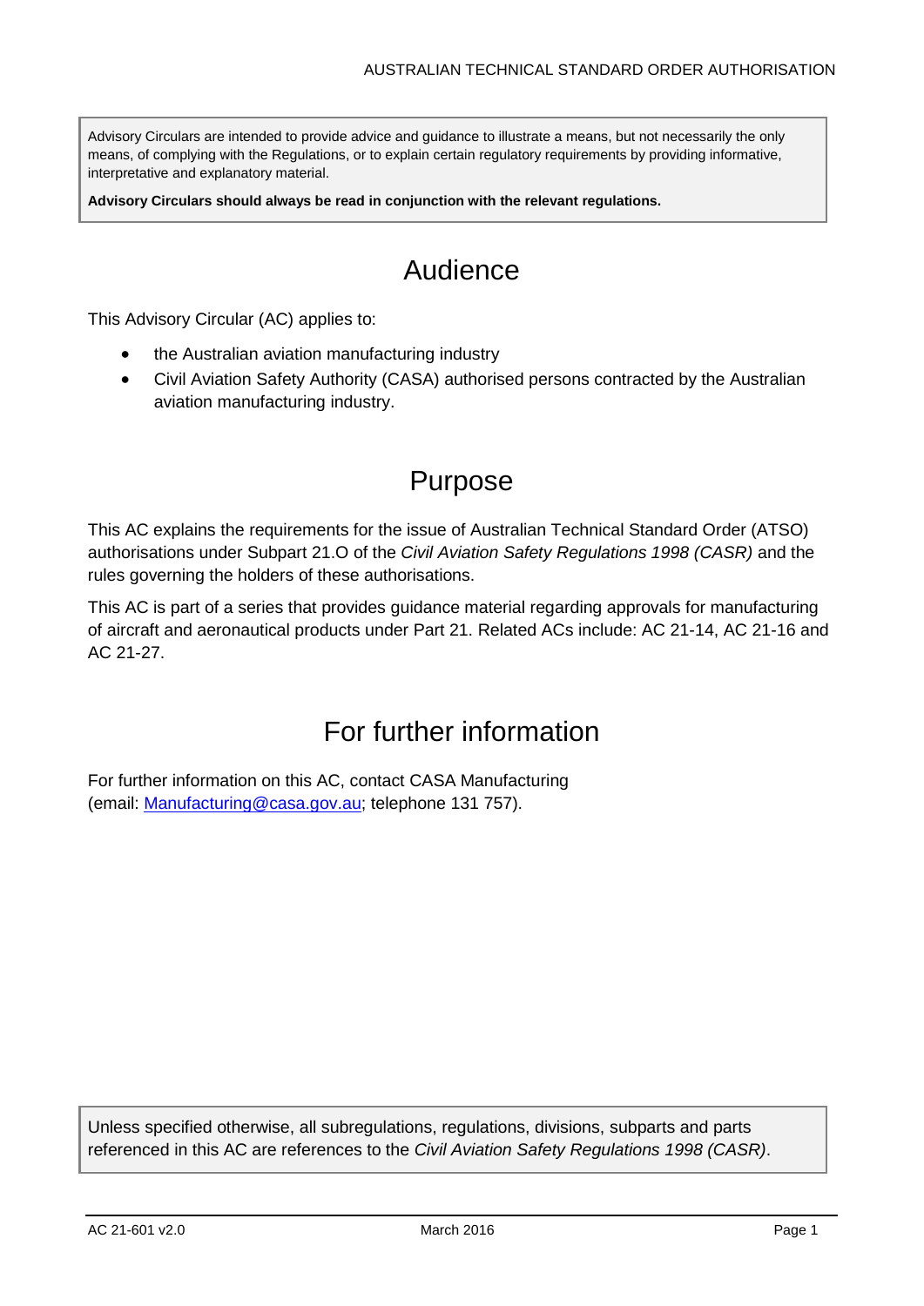Advisory Circulars are intended to provide advice and guidance to illustrate a means, but not necessarily the only means, of complying with the Regulations, or to explain certain regulatory requirements by providing informative, interpretative and explanatory material.

**Advisory Circulars should always be read in conjunction with the relevant regulations.**

# Audience

This Advisory Circular (AC) applies to:

- the Australian aviation manufacturing industry
- Civil Aviation Safety Authority (CASA) authorised persons contracted by the Australian aviation manufacturing industry.

# Purpose

This AC explains the requirements for the issue of Australian Technical Standard Order (ATSO) authorisations under Subpart 21.O of the *Civil Aviation Safety Regulations 1998 (CASR)* and the rules governing the holders of these authorisations.

This AC is part of a series that provides guidance material regarding approvals for manufacturing of aircraft and aeronautical products under Part 21. Related ACs include: AC 21-14, AC 21-16 and AC 21-27.

# For further information

For further information on this AC, contact CASA Manufacturing (email: Manufacturing@casa.gov.au; telephone 131 757).

Unless specified otherwise, all subregulations, regulations, divisions, subparts and parts referenced in this AC are references to the *Civil Aviation Safety Regulations 1998 (CASR)*.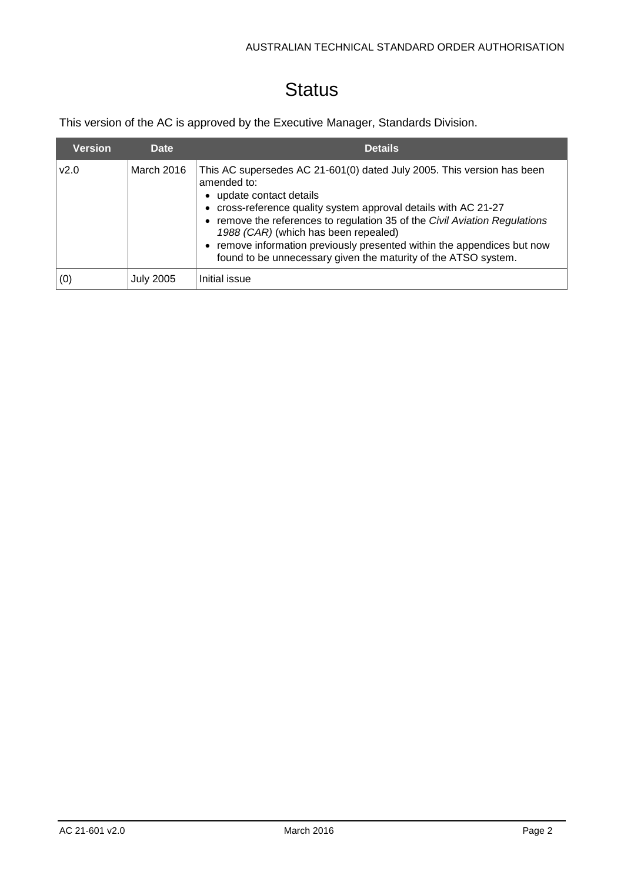# Status

This version of the AC is approved by the Executive Manager, Standards Division.

| Version | Date | Details |
|---|---|---|
| v2.0 | March 2016 | This AC supersedes AC 21-601(0) dated July 2005. This version has been amended to:<br>• update contact details<br>• cross-reference quality system approval details with AC 21-27<br>• remove the references to regulation 35 of the *Civil Aviation Regulations 1988 (CAR)* (which has been repealed)<br>• remove information previously presented within the appendices but now found to be unnecessary given the maturity of the ATSO system. |
| (0) | July 2005 | Initial issue |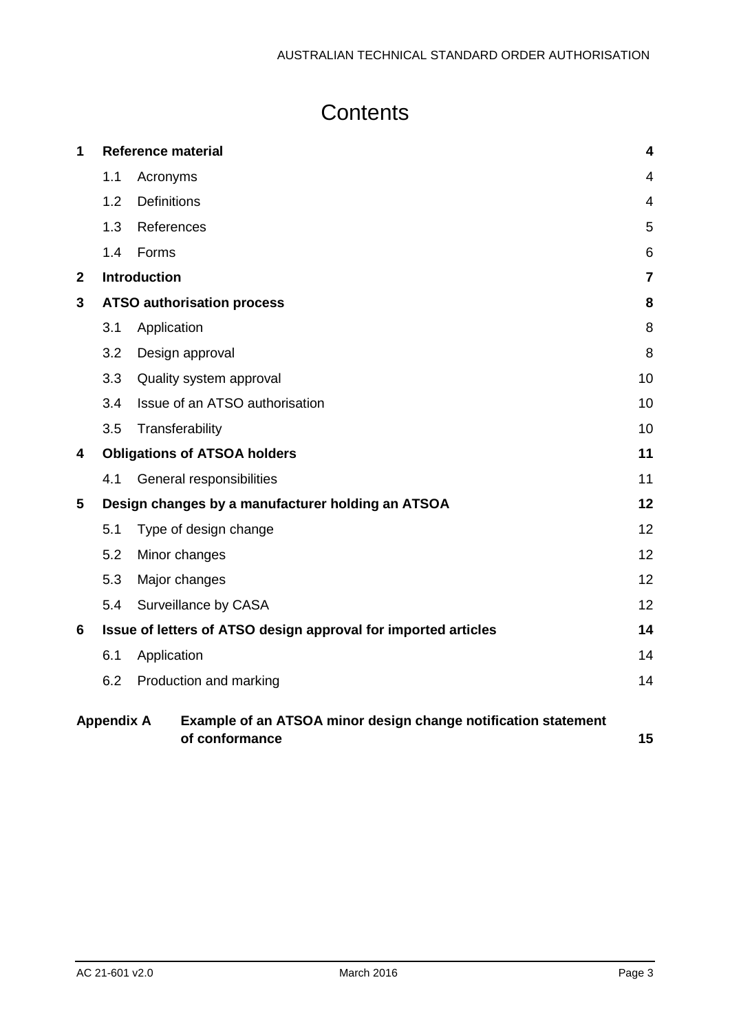# Contents

| | | |
|---|---|---|
| **1** | **Reference material** | **4** |
| 1.1 | Acronyms | 4 |
| 1.2 | Definitions | 4 |
| 1.3 | References | 5 |
| 1.4 | Forms | 6 |
| **2** | **Introduction** | **7** |
| **3** | **ATSO authorisation process** | **8** |
| 3.1 | Application | 8 |
| 3.2 | Design approval | 8 |
| 3.3 | Quality system approval | 10 |
| 3.4 | Issue of an ATSO authorisation | 10 |
| 3.5 | Transferability | 10 |
| **4** | **Obligations of ATSOA holders** | **11** |
| 4.1 | General responsibilities | 11 |
| **5** | **Design changes by a manufacturer holding an ATSOA** | **12** |
| 5.1 | Type of design change | 12 |
| 5.2 | Minor changes | 12 |
| 5.3 | Major changes | 12 |
| 5.4 | Surveillance by CASA | 12 |
| **6** | **Issue of letters of ATSO design approval for imported articles** | **14** |
| 6.1 | Application | 14 |
| 6.2 | Production and marking | 14 |
| **Appendix A** | **Example of an ATSOA minor design change notification statement of conformance** | **15** |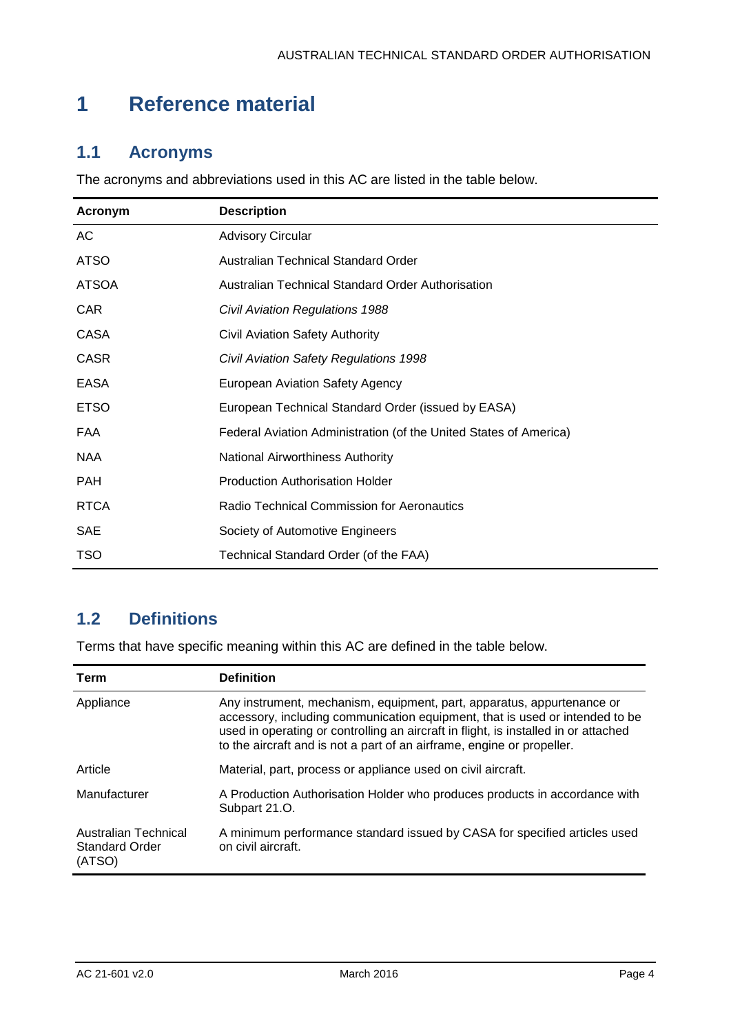# 1 Reference material

## 1.1 Acronyms

The acronyms and abbreviations used in this AC are listed in the table below.

| Acronym | Description |
|---|---|
| AC | Advisory Circular |
| ATSO | Australian Technical Standard Order |
| ATSOA | Australian Technical Standard Order Authorisation |
| CAR | *Civil Aviation Regulations 1988* |
| CASA | Civil Aviation Safety Authority |
| CASR | *Civil Aviation Safety Regulations 1998* |
| EASA | European Aviation Safety Agency |
| ETSO | European Technical Standard Order (issued by EASA) |
| FAA | Federal Aviation Administration (of the United States of America) |
| NAA | National Airworthiness Authority |
| PAH | Production Authorisation Holder |
| RTCA | Radio Technical Commission for Aeronautics |
| SAE | Society of Automotive Engineers |
| TSO | Technical Standard Order (of the FAA) |

## 1.2 Definitions

Terms that have specific meaning within this AC are defined in the table below.

| Term | Definition |
|---|---|
| Appliance | Any instrument, mechanism, equipment, part, apparatus, appurtenance or accessory, including communication equipment, that is used or intended to be used in operating or controlling an aircraft in flight, is installed in or attached to the aircraft and is not a part of an airframe, engine or propeller. |
| Article | Material, part, process or appliance used on civil aircraft. |
| Manufacturer | A Production Authorisation Holder who produces products in accordance with Subpart 21.O. |
| Australian Technical Standard Order (ATSO) | A minimum performance standard issued by CASA for specified articles used on civil aircraft. |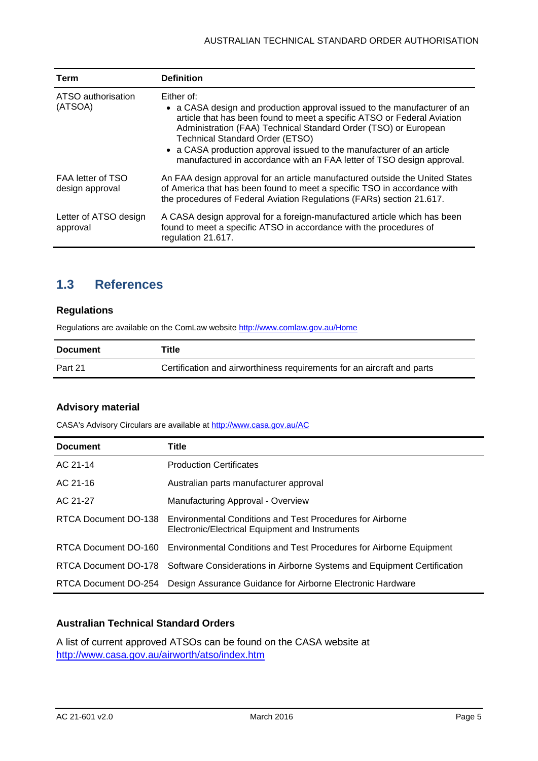| Term | Definition |
| --- | --- |
| ATSO authorisation (ATSOA) | Either of:<br>• a CASA design and production approval issued to the manufacturer of an article that has been found to meet a specific ATSO or Federal Aviation Administration (FAA) Technical Standard Order (TSO) or European Technical Standard Order (ETSO)<br>• a CASA production approval issued to the manufacturer of an article manufactured in accordance with an FAA letter of TSO design approval. |
| FAA letter of TSO design approval | An FAA design approval for an article manufactured outside the United States of America that has been found to meet a specific TSO in accordance with the procedures of Federal Aviation Regulations (FARs) section 21.617. |
| Letter of ATSO design approval | A CASA design approval for a foreign-manufactured article which has been found to meet a specific ATSO in accordance with the procedures of regulation 21.617. |

## 1.3 References

### Regulations

Regulations are available on the ComLaw website http://www.comlaw.gov.au/Home

| Document | Title |
| --- | --- |
| Part 21 | Certification and airworthiness requirements for an aircraft and parts |

### Advisory material

CASA's Advisory Circulars are available at http://www.casa.gov.au/AC

| Document | Title |
| --- | --- |
| AC 21-14 | Production Certificates |
| AC 21-16 | Australian parts manufacturer approval |
| AC 21-27 | Manufacturing Approval - Overview |
| RTCA Document DO-138 | Environmental Conditions and Test Procedures for Airborne Electronic/Electrical Equipment and Instruments |
| RTCA Document DO-160 | Environmental Conditions and Test Procedures for Airborne Equipment |
| RTCA Document DO-178 | Software Considerations in Airborne Systems and Equipment Certification |
| RTCA Document DO-254 | Design Assurance Guidance for Airborne Electronic Hardware |

### Australian Technical Standard Orders

A list of current approved ATSOs can be found on the CASA website at http://www.casa.gov.au/airworth/atso/index.htm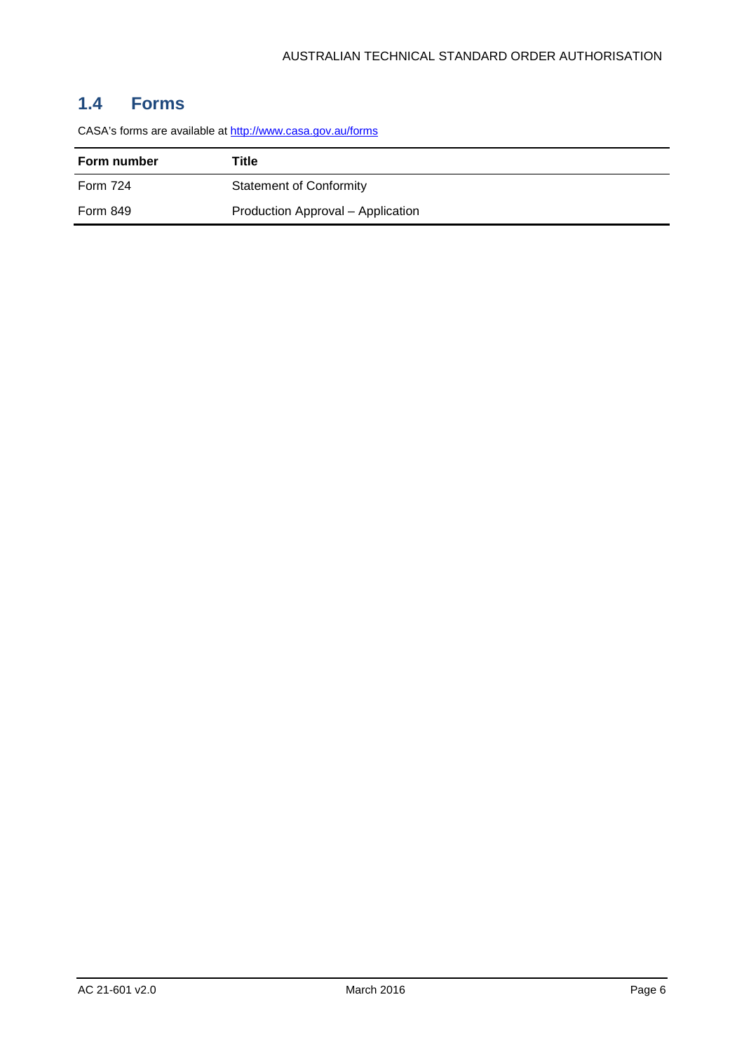## 1.4 Forms

CASA's forms are available at http://www.casa.gov.au/forms

| Form number | Title |
| --- | --- |
| Form 724 | Statement of Conformity |
| Form 849 | Production Approval – Application |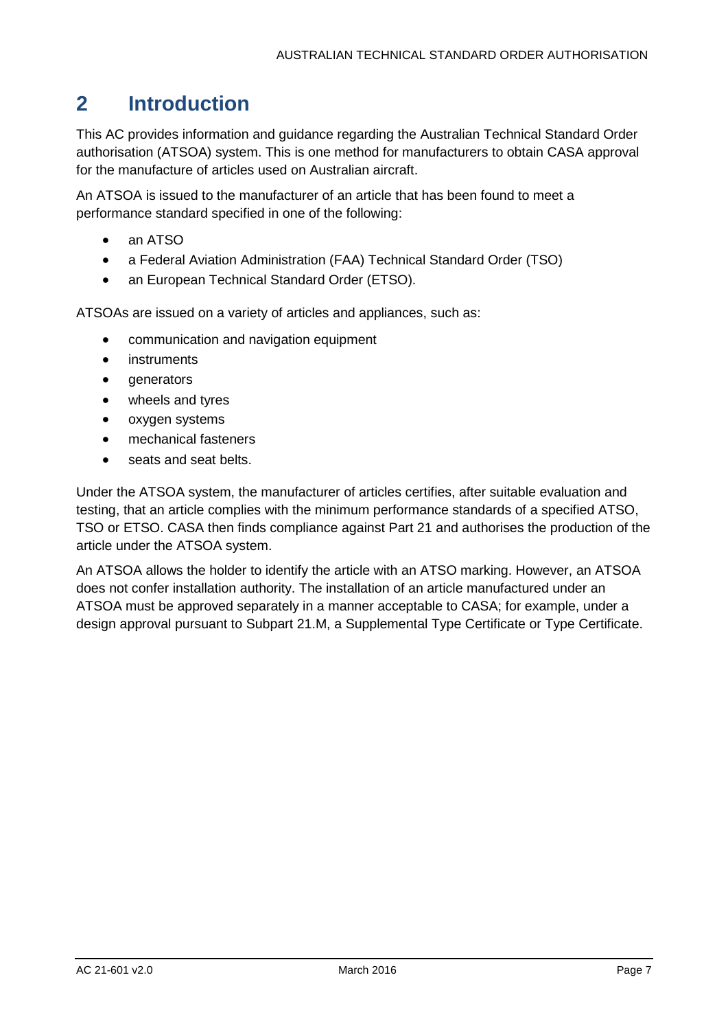# 2 Introduction

This AC provides information and guidance regarding the Australian Technical Standard Order authorisation (ATSOA) system. This is one method for manufacturers to obtain CASA approval for the manufacture of articles used on Australian aircraft.

An ATSOA is issued to the manufacturer of an article that has been found to meet a performance standard specified in one of the following:

- an ATSO
- a Federal Aviation Administration (FAA) Technical Standard Order (TSO)
- an European Technical Standard Order (ETSO).

ATSOAs are issued on a variety of articles and appliances, such as:

- communication and navigation equipment
- instruments
- generators
- wheels and tyres
- oxygen systems
- mechanical fasteners
- seats and seat belts.

Under the ATSOA system, the manufacturer of articles certifies, after suitable evaluation and testing, that an article complies with the minimum performance standards of a specified ATSO, TSO or ETSO. CASA then finds compliance against Part 21 and authorises the production of the article under the ATSOA system.

An ATSOA allows the holder to identify the article with an ATSO marking. However, an ATSOA does not confer installation authority. The installation of an article manufactured under an ATSOA must be approved separately in a manner acceptable to CASA; for example, under a design approval pursuant to Subpart 21.M, a Supplemental Type Certificate or Type Certificate.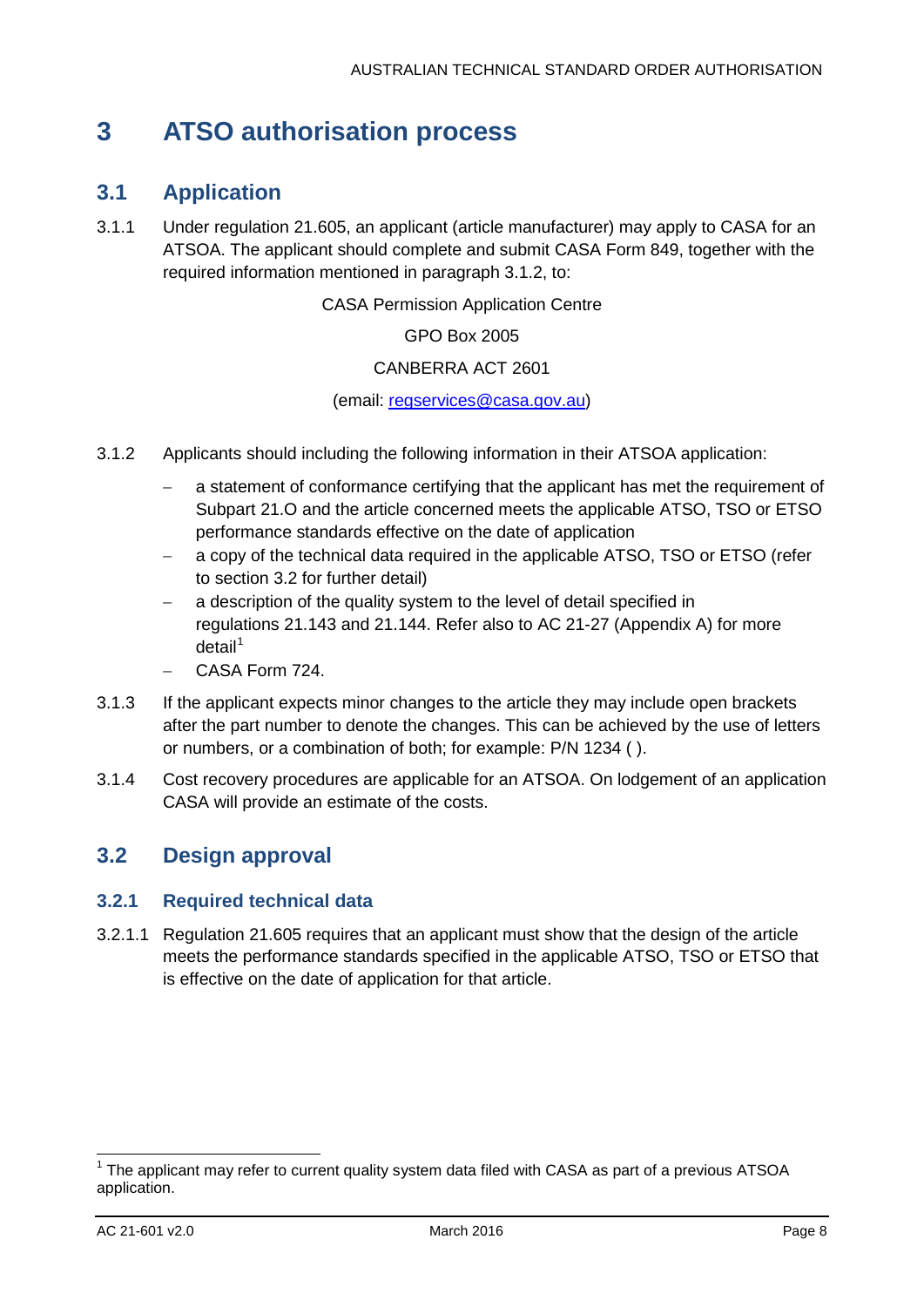# 3 ATSO authorisation process

## 3.1 Application

3.1.1 Under regulation 21.605, an applicant (article manufacturer) may apply to CASA for an ATSOA. The applicant should complete and submit CASA Form 849, together with the required information mentioned in paragraph 3.1.2, to:

CASA Permission Application Centre

GPO Box 2005

CANBERRA ACT 2601

(email: regservices@casa.gov.au)

3.1.2 Applicants should including the following information in their ATSOA application:

- a statement of conformance certifying that the applicant has met the requirement of Subpart 21.O and the article concerned meets the applicable ATSO, TSO or ETSO performance standards effective on the date of application
- a copy of the technical data required in the applicable ATSO, TSO or ETSO (refer to section 3.2 for further detail)
- a description of the quality system to the level of detail specified in regulations 21.143 and 21.144. Refer also to AC 21-27 (Appendix A) for more detail[1]
- CASA Form 724.

3.1.3 If the applicant expects minor changes to the article they may include open brackets after the part number to denote the changes. This can be achieved by the use of letters or numbers, or a combination of both; for example: P/N 1234 ( ).

3.1.4 Cost recovery procedures are applicable for an ATSOA. On lodgement of an application CASA will provide an estimate of the costs.

## 3.2 Design approval

### 3.2.1 Required technical data

3.2.1.1 Regulation 21.605 requires that an applicant must show that the design of the article meets the performance standards specified in the applicable ATSO, TSO or ETSO that is effective on the date of application for that article.

[1] The applicant may refer to current quality system data filed with CASA as part of a previous ATSOA application.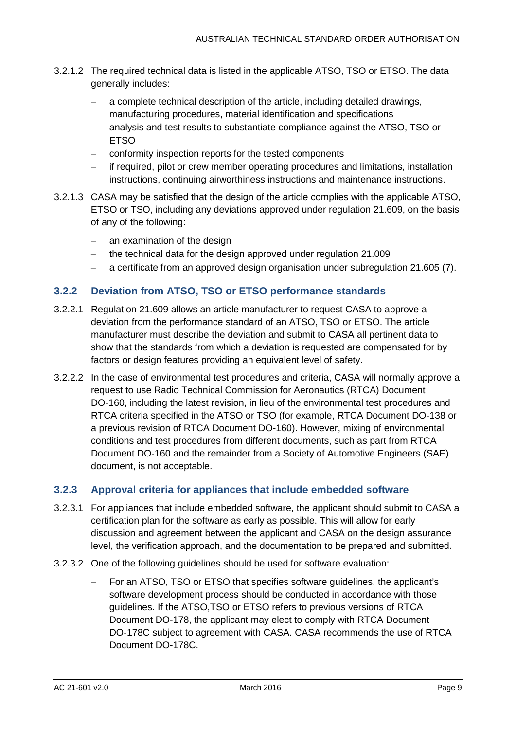3.2.1.2 The required technical data is listed in the applicable ATSO, TSO or ETSO. The data generally includes:

- a complete technical description of the article, including detailed drawings, manufacturing procedures, material identification and specifications
- analysis and test results to substantiate compliance against the ATSO, TSO or ETSO
- conformity inspection reports for the tested components
- if required, pilot or crew member operating procedures and limitations, installation instructions, continuing airworthiness instructions and maintenance instructions.

3.2.1.3 CASA may be satisfied that the design of the article complies with the applicable ATSO, ETSO or TSO, including any deviations approved under regulation 21.609, on the basis of any of the following:

- an examination of the design
- the technical data for the design approved under regulation 21.009
- a certificate from an approved design organisation under subregulation 21.605 (7).

### 3.2.2 Deviation from ATSO, TSO or ETSO performance standards

3.2.2.1 Regulation 21.609 allows an article manufacturer to request CASA to approve a deviation from the performance standard of an ATSO, TSO or ETSO. The article manufacturer must describe the deviation and submit to CASA all pertinent data to show that the standards from which a deviation is requested are compensated for by factors or design features providing an equivalent level of safety.

3.2.2.2 In the case of environmental test procedures and criteria, CASA will normally approve a request to use Radio Technical Commission for Aeronautics (RTCA) Document DO-160, including the latest revision, in lieu of the environmental test procedures and RTCA criteria specified in the ATSO or TSO (for example, RTCA Document DO-138 or a previous revision of RTCA Document DO-160). However, mixing of environmental conditions and test procedures from different documents, such as part from RTCA Document DO-160 and the remainder from a Society of Automotive Engineers (SAE) document, is not acceptable.

### 3.2.3 Approval criteria for appliances that include embedded software

3.2.3.1 For appliances that include embedded software, the applicant should submit to CASA a certification plan for the software as early as possible. This will allow for early discussion and agreement between the applicant and CASA on the design assurance level, the verification approach, and the documentation to be prepared and submitted.

3.2.3.2 One of the following guidelines should be used for software evaluation:

- For an ATSO, TSO or ETSO that specifies software guidelines, the applicant's software development process should be conducted in accordance with those guidelines. If the ATSO,TSO or ETSO refers to previous versions of RTCA Document DO-178, the applicant may elect to comply with RTCA Document DO-178C subject to agreement with CASA. CASA recommends the use of RTCA Document DO-178C.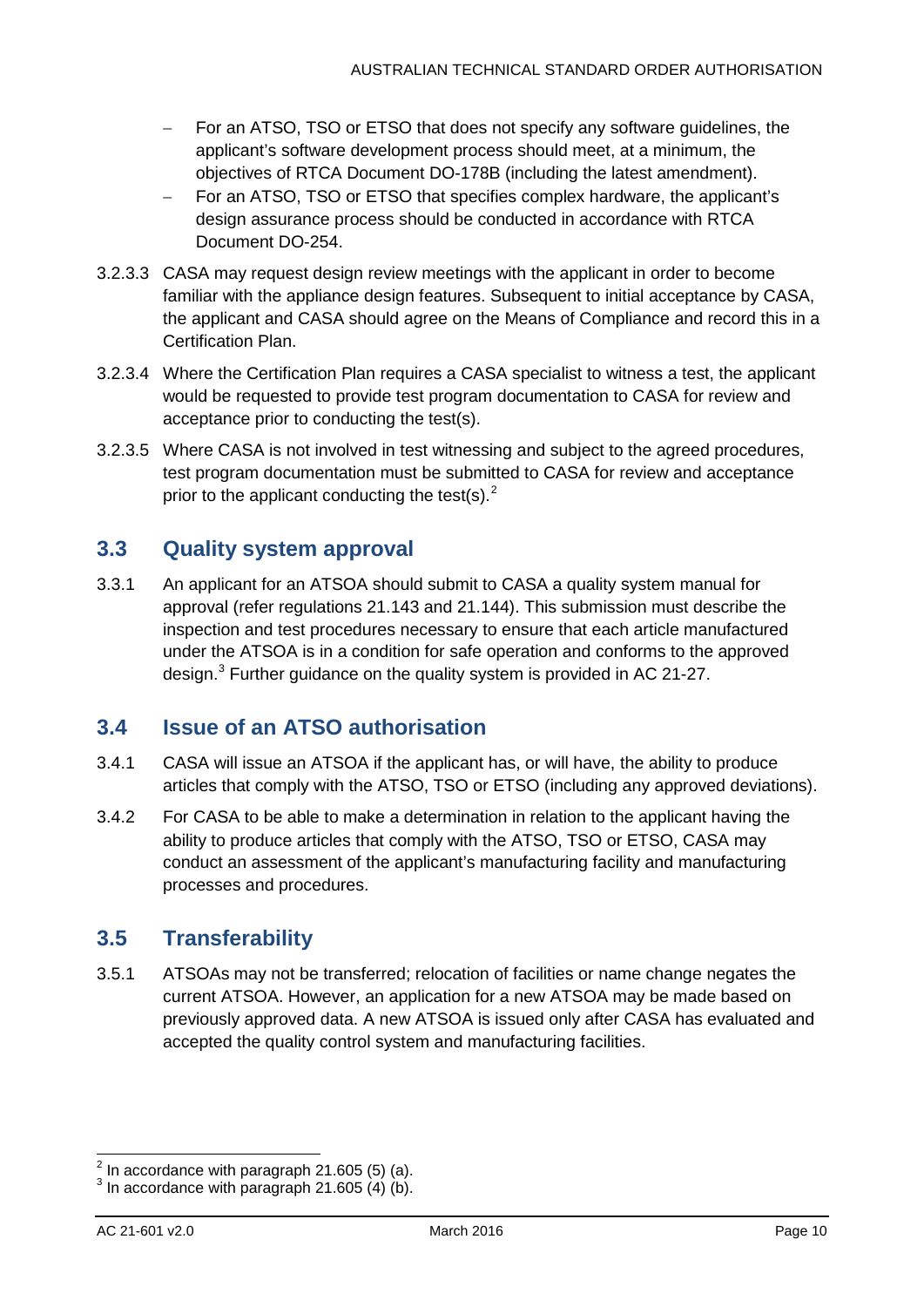- For an ATSO, TSO or ETSO that does not specify any software guidelines, the applicant's software development process should meet, at a minimum, the objectives of RTCA Document DO-178B (including the latest amendment).
- For an ATSO, TSO or ETSO that specifies complex hardware, the applicant's design assurance process should be conducted in accordance with RTCA Document DO-254.

3.2.3.3 CASA may request design review meetings with the applicant in order to become familiar with the appliance design features. Subsequent to initial acceptance by CASA, the applicant and CASA should agree on the Means of Compliance and record this in a Certification Plan.

3.2.3.4 Where the Certification Plan requires a CASA specialist to witness a test, the applicant would be requested to provide test program documentation to CASA for review and acceptance prior to conducting the test(s).

3.2.3.5 Where CASA is not involved in test witnessing and subject to the agreed procedures, test program documentation must be submitted to CASA for review and acceptance prior to the applicant conducting the test(s).[2]

## 3.3 Quality system approval

3.3.1 An applicant for an ATSOA should submit to CASA a quality system manual for approval (refer regulations 21.143 and 21.144). This submission must describe the inspection and test procedures necessary to ensure that each article manufactured under the ATSOA is in a condition for safe operation and conforms to the approved design.[3] Further guidance on the quality system is provided in AC 21-27.

## 3.4 Issue of an ATSO authorisation

3.4.1 CASA will issue an ATSOA if the applicant has, or will have, the ability to produce articles that comply with the ATSO, TSO or ETSO (including any approved deviations).

3.4.2 For CASA to be able to make a determination in relation to the applicant having the ability to produce articles that comply with the ATSO, TSO or ETSO, CASA may conduct an assessment of the applicant's manufacturing facility and manufacturing processes and procedures.

## 3.5 Transferability

3.5.1 ATSOAs may not be transferred; relocation of facilities or name change negates the current ATSOA. However, an application for a new ATSOA may be made based on previously approved data. A new ATSOA is issued only after CASA has evaluated and accepted the quality control system and manufacturing facilities.

---

[2] In accordance with paragraph 21.605 (5) (a).

[3] In accordance with paragraph 21.605 (4) (b).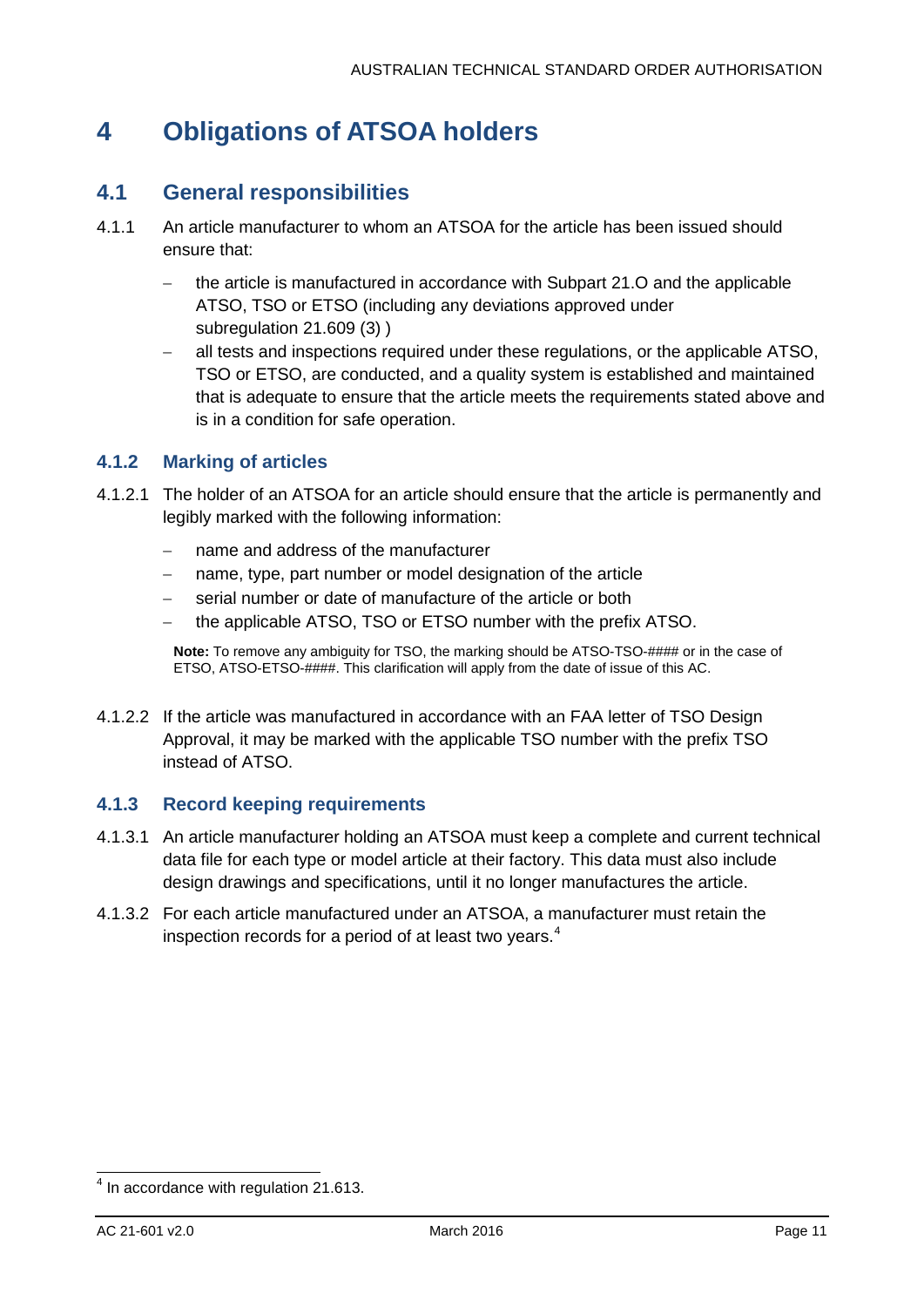# 4 Obligations of ATSOA holders

## 4.1 General responsibilities

4.1.1 An article manufacturer to whom an ATSOA for the article has been issued should ensure that:

- the article is manufactured in accordance with Subpart 21.O and the applicable ATSO, TSO or ETSO (including any deviations approved under subregulation 21.609 (3) )
- all tests and inspections required under these regulations, or the applicable ATSO, TSO or ETSO, are conducted, and a quality system is established and maintained that is adequate to ensure that the article meets the requirements stated above and is in a condition for safe operation.

### 4.1.2 Marking of articles

4.1.2.1 The holder of an ATSOA for an article should ensure that the article is permanently and legibly marked with the following information:

- name and address of the manufacturer
- name, type, part number or model designation of the article
- serial number or date of manufacture of the article or both
- the applicable ATSO, TSO or ETSO number with the prefix ATSO.

**Note:** To remove any ambiguity for TSO, the marking should be ATSO-TSO-#### or in the case of ETSO, ATSO-ETSO-####. This clarification will apply from the date of issue of this AC.

4.1.2.2 If the article was manufactured in accordance with an FAA letter of TSO Design Approval, it may be marked with the applicable TSO number with the prefix TSO instead of ATSO.

### 4.1.3 Record keeping requirements

4.1.3.1 An article manufacturer holding an ATSOA must keep a complete and current technical data file for each type or model article at their factory. This data must also include design drawings and specifications, until it no longer manufactures the article.

4.1.3.2 For each article manufactured under an ATSOA, a manufacturer must retain the inspection records for a period of at least two years.[4]

[4] In accordance with regulation 21.613.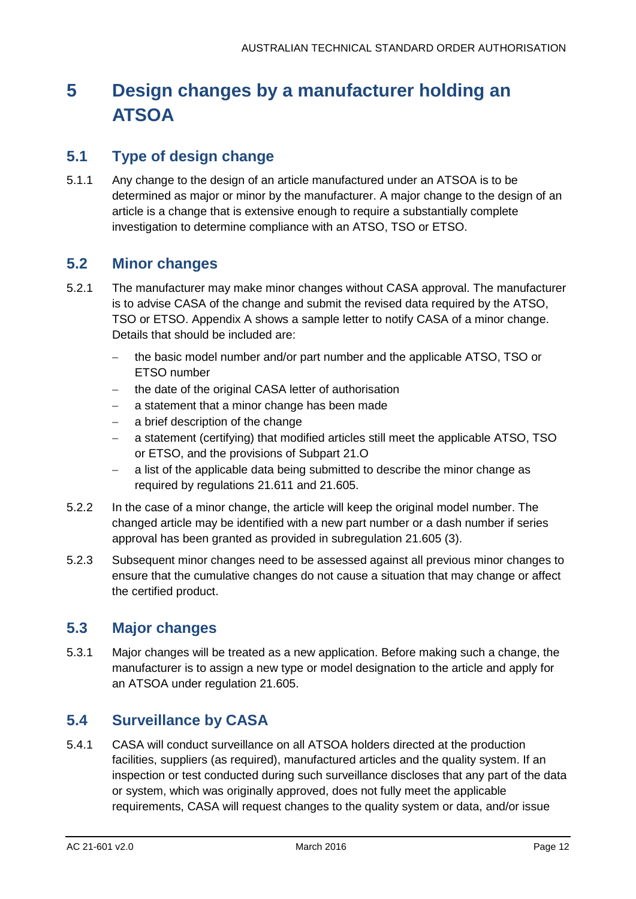# 5 Design changes by a manufacturer holding an ATSOA

## 5.1 Type of design change

5.1.1 Any change to the design of an article manufactured under an ATSOA is to be determined as major or minor by the manufacturer. A major change to the design of an article is a change that is extensive enough to require a substantially complete investigation to determine compliance with an ATSO, TSO or ETSO.

## 5.2 Minor changes

5.2.1 The manufacturer may make minor changes without CASA approval. The manufacturer is to advise CASA of the change and submit the revised data required by the ATSO, TSO or ETSO. Appendix A shows a sample letter to notify CASA of a minor change. Details that should be included are:

- the basic model number and/or part number and the applicable ATSO, TSO or ETSO number
- the date of the original CASA letter of authorisation
- a statement that a minor change has been made
- a brief description of the change
- a statement (certifying) that modified articles still meet the applicable ATSO, TSO or ETSO, and the provisions of Subpart 21.O
- a list of the applicable data being submitted to describe the minor change as required by regulations 21.611 and 21.605.

5.2.2 In the case of a minor change, the article will keep the original model number. The changed article may be identified with a new part number or a dash number if series approval has been granted as provided in subregulation 21.605 (3).

5.2.3 Subsequent minor changes need to be assessed against all previous minor changes to ensure that the cumulative changes do not cause a situation that may change or affect the certified product.

## 5.3 Major changes

5.3.1 Major changes will be treated as a new application. Before making such a change, the manufacturer is to assign a new type or model designation to the article and apply for an ATSOA under regulation 21.605.

## 5.4 Surveillance by CASA

5.4.1 CASA will conduct surveillance on all ATSOA holders directed at the production facilities, suppliers (as required), manufactured articles and the quality system. If an inspection or test conducted during such surveillance discloses that any part of the data or system, which was originally approved, does not fully meet the applicable requirements, CASA will request changes to the quality system or data, and/or issue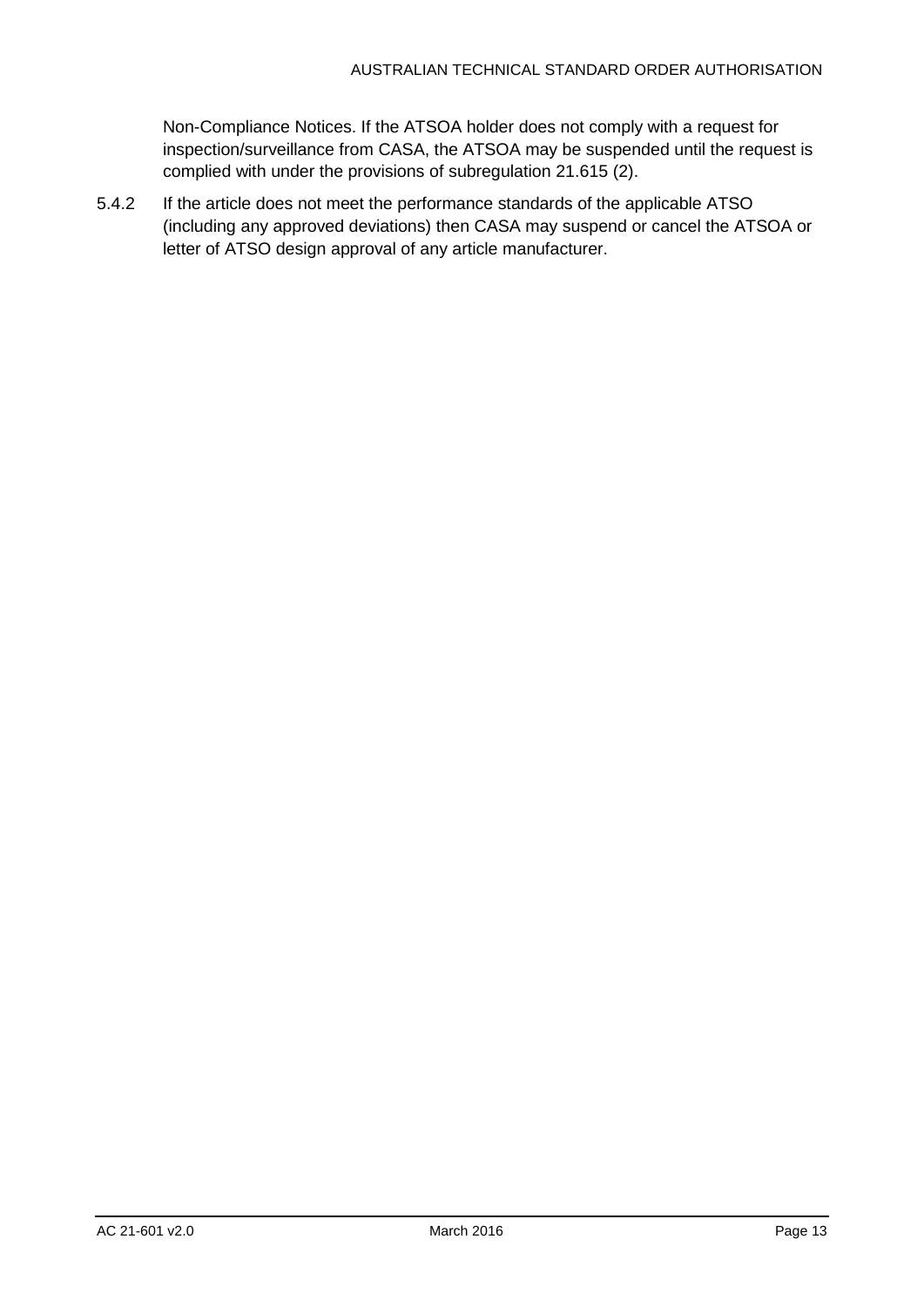Non-Compliance Notices. If the ATSOA holder does not comply with a request for inspection/surveillance from CASA, the ATSOA may be suspended until the request is complied with under the provisions of subregulation 21.615 (2).

5.4.2 If the article does not meet the performance standards of the applicable ATSO (including any approved deviations) then CASA may suspend or cancel the ATSOA or letter of ATSO design approval of any article manufacturer.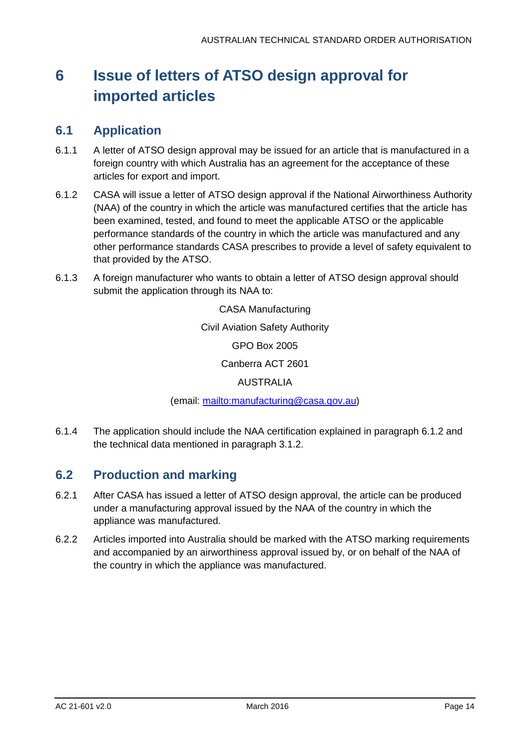# 6 Issue of letters of ATSO design approval for imported articles

## 6.1 Application

6.1.1 A letter of ATSO design approval may be issued for an article that is manufactured in a foreign country with which Australia has an agreement for the acceptance of these articles for export and import.

6.1.2 CASA will issue a letter of ATSO design approval if the National Airworthiness Authority (NAA) of the country in which the article was manufactured certifies that the article has been examined, tested, and found to meet the applicable ATSO or the applicable performance standards of the country in which the article was manufactured and any other performance standards CASA prescribes to provide a level of safety equivalent to that provided by the ATSO.

6.1.3 A foreign manufacturer who wants to obtain a letter of ATSO design approval should submit the application through its NAA to:

CASA Manufacturing

Civil Aviation Safety Authority

GPO Box 2005

Canberra ACT 2601

AUSTRALIA

(email: mailto:manufacturing@casa.gov.au)

6.1.4 The application should include the NAA certification explained in paragraph 6.1.2 and the technical data mentioned in paragraph 3.1.2.

## 6.2 Production and marking

6.2.1 After CASA has issued a letter of ATSO design approval, the article can be produced under a manufacturing approval issued by the NAA of the country in which the appliance was manufactured.

6.2.2 Articles imported into Australia should be marked with the ATSO marking requirements and accompanied by an airworthiness approval issued by, or on behalf of the NAA of the country in which the appliance was manufactured.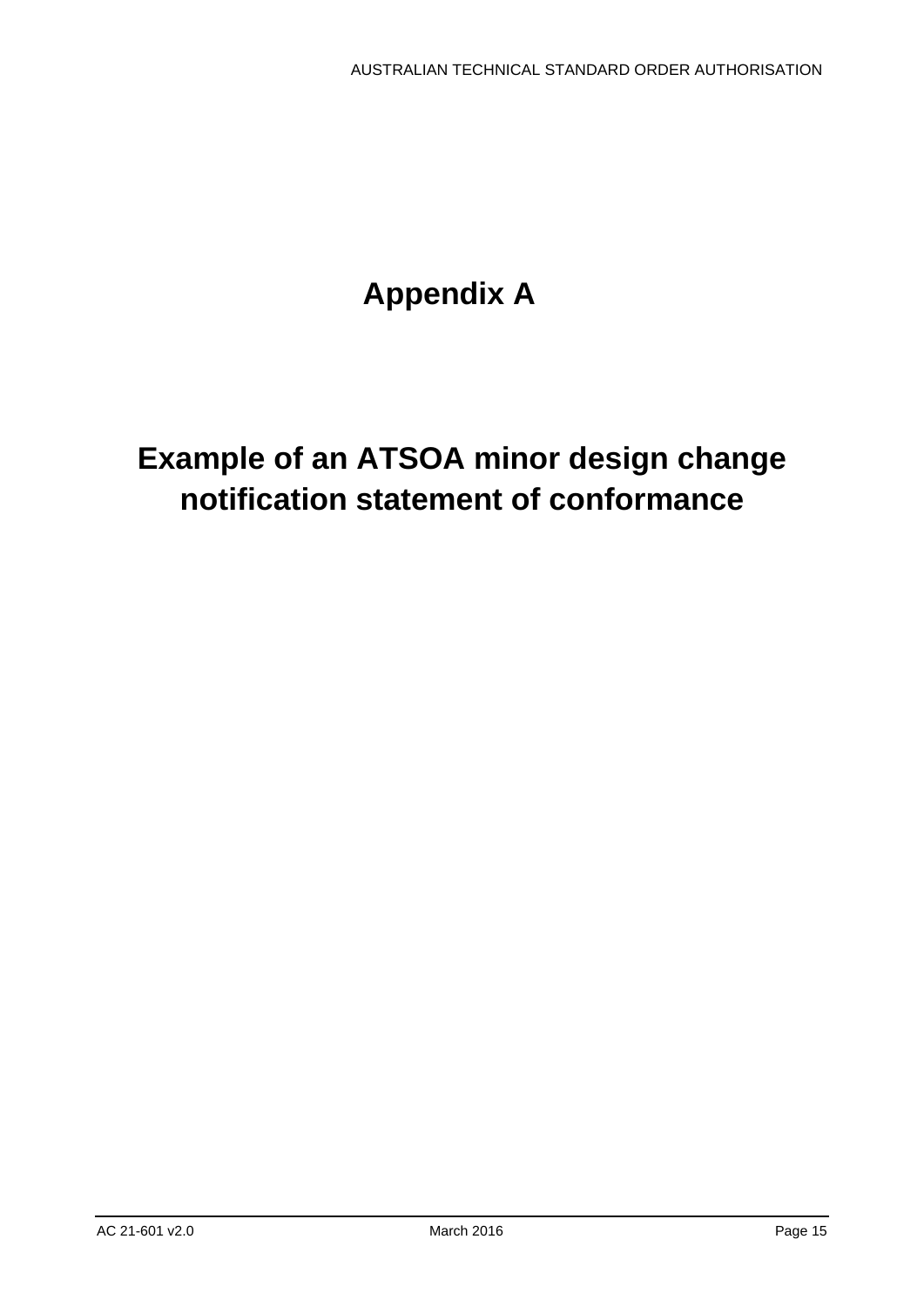# Appendix A

# Example of an ATSOA minor design change notification statement of conformance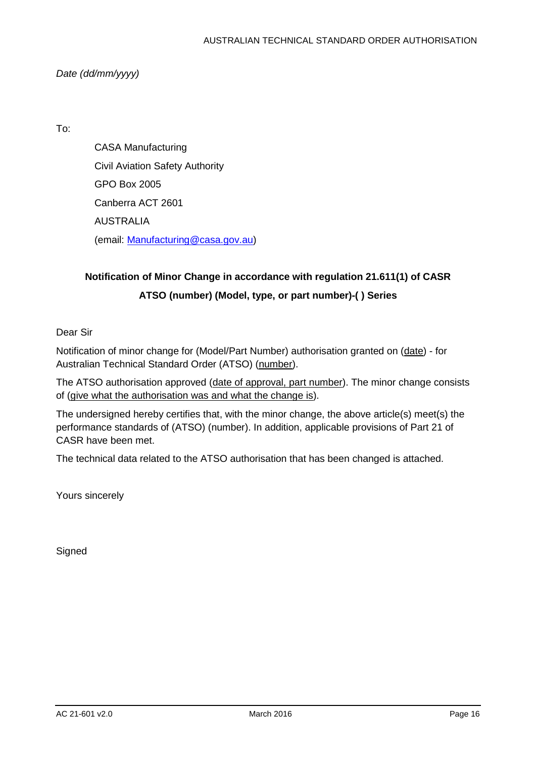*Date (dd/mm/yyyy)*

To:

CASA Manufacturing
Civil Aviation Safety Authority
GPO Box 2005
Canberra ACT 2601
AUSTRALIA
(email: Manufacturing@casa.gov.au)

**Notification of Minor Change in accordance with regulation 21.611(1) of CASR**

**ATSO (number) (Model, type, or part number)-( ) Series**

Dear Sir

Notification of minor change for (Model/Part Number) authorisation granted on (date) - for Australian Technical Standard Order (ATSO) (number).

The ATSO authorisation approved (date of approval, part number). The minor change consists of (give what the authorisation was and what the change is).

The undersigned hereby certifies that, with the minor change, the above article(s) meet(s) the performance standards of (ATSO) (number). In addition, applicable provisions of Part 21 of CASR have been met.

The technical data related to the ATSO authorisation that has been changed is attached.

Yours sincerely

Signed